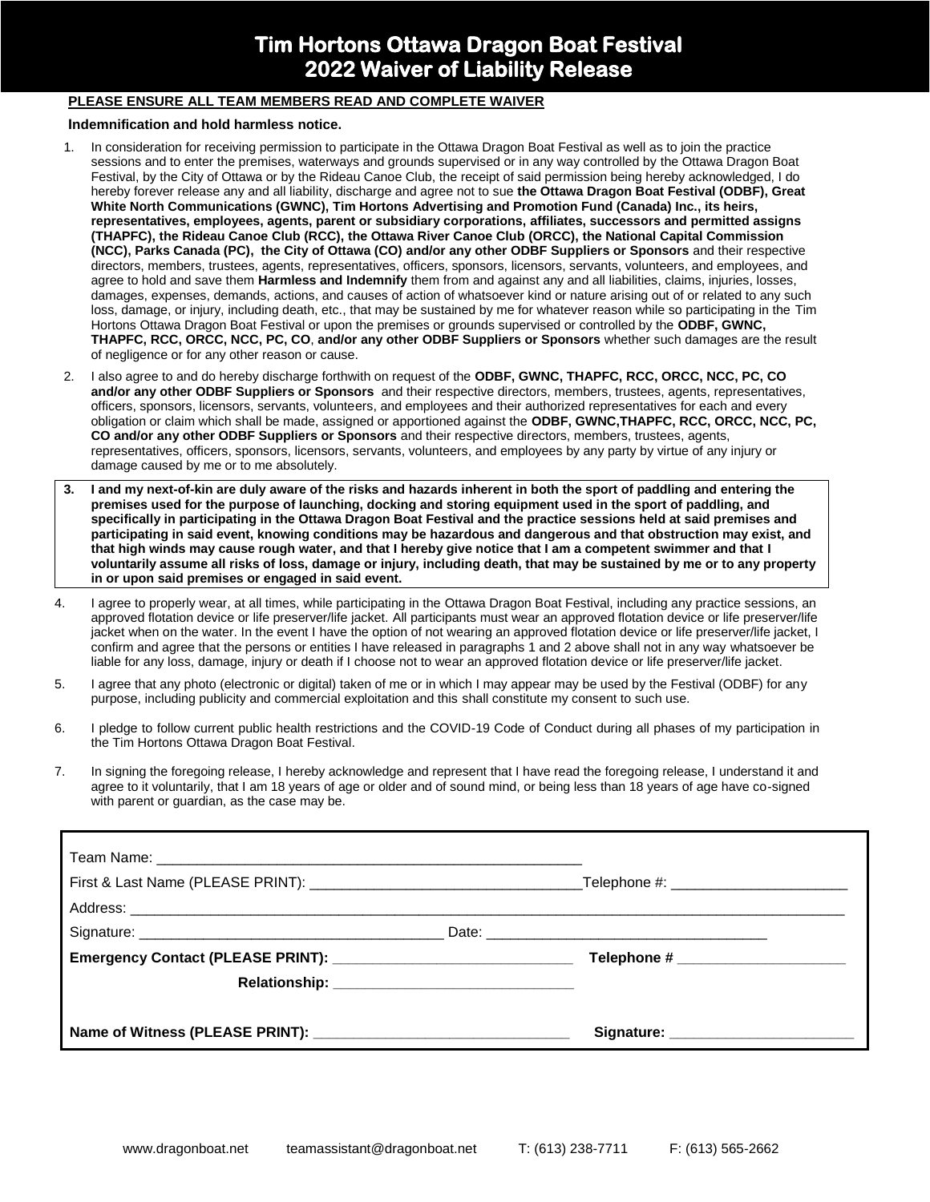# Tim Hortons Ottawa Dragon Boat Festival
# 2022 Waiver of Liability Release

**PLEASE ENSURE ALL TEAM MEMBERS READ AND COMPLETE WAIVER**

**Indemnification and hold harmless notice.**

1. In consideration for receiving permission to participate in the Ottawa Dragon Boat Festival as well as to join the practice sessions and to enter the premises, waterways and grounds supervised or in any way controlled by the Ottawa Dragon Boat Festival, by the City of Ottawa or by the Rideau Canoe Club, the receipt of said permission being hereby acknowledged, I do hereby forever release any and all liability, discharge and agree not to sue **the Ottawa Dragon Boat Festival (ODBF), Great White North Communications (GWNC), Tim Hortons Advertising and Promotion Fund (Canada) Inc., its heirs, representatives, employees, agents, parent or subsidiary corporations, affiliates, successors and permitted assigns (THAPFC), the Rideau Canoe Club (RCC), the Ottawa River Canoe Club (ORCC), the National Capital Commission (NCC), Parks Canada (PC), the City of Ottawa (CO) and/or any other ODBF Suppliers or Sponsors** and their respective directors, members, trustees, agents, representatives, officers, sponsors, licensors, servants, volunteers, and employees, and agree to hold and save them **Harmless and Indemnify** them from and against any and all liabilities, claims, injuries, losses, damages, expenses, demands, actions, and causes of action of whatsoever kind or nature arising out of or related to any such loss, damage, or injury, including death, etc., that may be sustained by me for whatever reason while so participating in the Tim Hortons Ottawa Dragon Boat Festival or upon the premises or grounds supervised or controlled by the **ODBF, GWNC, THAPFC, RCC, ORCC, NCC, PC, CO**, **and/or any other ODBF Suppliers or Sponsors** whether such damages are the result of negligence or for any other reason or cause.

2. I also agree to and do hereby discharge forthwith on request of the **ODBF, GWNC, THAPFC, RCC, ORCC, NCC, PC, CO and/or any other ODBF Suppliers or Sponsors** and their respective directors, members, trustees, agents, representatives, officers, sponsors, licensors, servants, volunteers, and employees and their authorized representatives for each and every obligation or claim which shall be made, assigned or apportioned against the **ODBF, GWNC,THAPFC, RCC, ORCC, NCC, PC, CO and/or any other ODBF Suppliers or Sponsors** and their respective directors, members, trustees, agents, representatives, officers, sponsors, licensors, servants, volunteers, and employees by any party by virtue of any injury or damage caused by me or to me absolutely.

3. **I and my next-of-kin are duly aware of the risks and hazards inherent in both the sport of paddling and entering the premises used for the purpose of launching, docking and storing equipment used in the sport of paddling, and specifically in participating in the Ottawa Dragon Boat Festival and the practice sessions held at said premises and participating in said event, knowing conditions may be hazardous and dangerous and that obstruction may exist, and that high winds may cause rough water, and that I hereby give notice that I am a competent swimmer and that I voluntarily assume all risks of loss, damage or injury, including death, that may be sustained by me or to any property in or upon said premises or engaged in said event.**

4. I agree to properly wear, at all times, while participating in the Ottawa Dragon Boat Festival, including any practice sessions, an approved flotation device or life preserver/life jacket. All participants must wear an approved flotation device or life preserver/life jacket when on the water. In the event I have the option of not wearing an approved flotation device or life preserver/life jacket, I confirm and agree that the persons or entities I have released in paragraphs 1 and 2 above shall not in any way whatsoever be liable for any loss, damage, injury or death if I choose not to wear an approved flotation device or life preserver/life jacket.

5. I agree that any photo (electronic or digital) taken of me or in which I may appear may be used by the Festival (ODBF) for any purpose, including publicity and commercial exploitation and this shall constitute my consent to such use.

6. I pledge to follow current public health restrictions and the COVID-19 Code of Conduct during all phases of my participation in the Tim Hortons Ottawa Dragon Boat Festival.

7. In signing the foregoing release, I hereby acknowledge and represent that I have read the foregoing release, I understand it and agree to it voluntarily, that I am 18 years of age or older and of sound mind, or being less than 18 years of age have co-signed with parent or guardian, as the case may be.

Team Name: ____________________________________________________

First & Last Name (PLEASE PRINT): ________________________________ Telephone #: ____________________

Address: ____________________________________________________________________________________

Signature: ____________________________________ Date: __________________________________

**Emergency Contact (PLEASE PRINT):** ____________________________ **Telephone #** ____________________

**Relationship:** ____________________________

**Name of Witness (PLEASE PRINT):** ______________________________ **Signature:** ______________________

www.dragonboat.net    teamassistant@dragonboat.net    T: (613) 238-7711    F: (613) 565-2662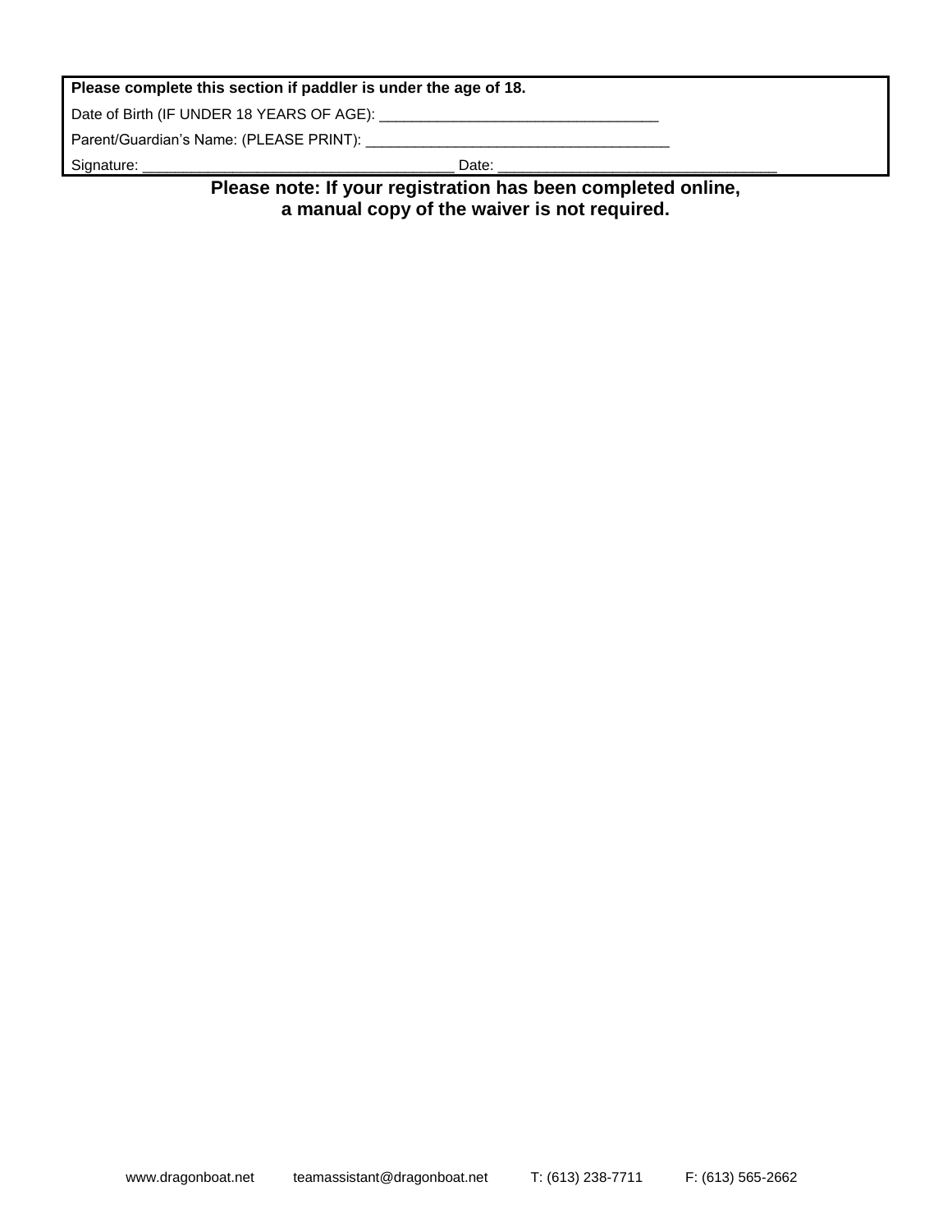**Please complete this section if paddler is under the age of 18.**

Date of Birth (IF UNDER 18 YEARS OF AGE): ___________________________________

Parent/Guardian's Name: (PLEASE PRINT): ______________________________________

Signature: _______________________________________ Date: ___________________________________

**Please note: If your registration has been completed online, a manual copy of the waiver is not required.**

www.dragonboat.net teamassistant@dragonboat.net T: (613) 238-7711 F: (613) 565-2662